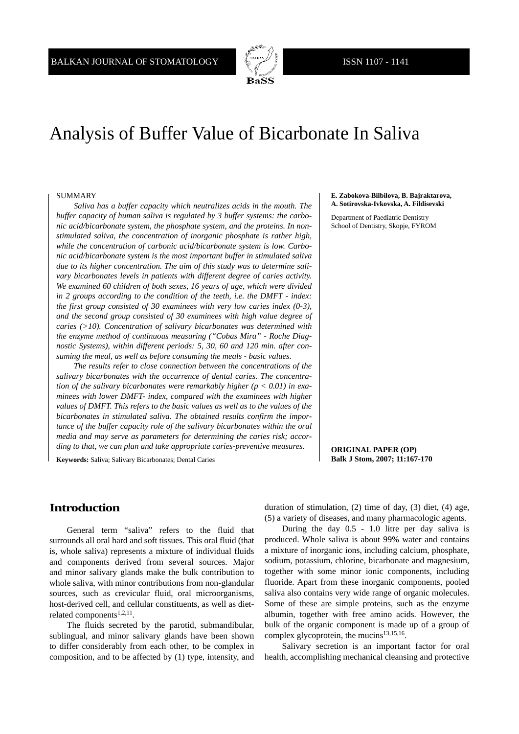# Analysis of Buffer Value of Bicarbonate In Saliva

**E. Zabokova-Bilbilova, B. Bajraktarova, A. Sotirovska-Ivkovska, A. Fildisevski**

Department of Paediatric Dentistry
School of Dentistry, Skopje, FYROM

**ORIGINAL PAPER (OP)**
**Balk J Stom, 2007; 11:167-170**

## SUMMARY

*Saliva has a buffer capacity which neutralizes acids in the mouth. The buffer capacity of human saliva is regulated by 3 buffer systems: the carbonic acid/bicarbonate system, the phosphate system, and the proteins. In non-stimulated saliva, the concentration of inorganic phosphate is rather high, while the concentration of carbonic acid/bicarbonate system is low. Carbonic acid/bicarbonate system is the most important buffer in stimulated saliva due to its higher concentration. The aim of this study was to determine salivary bicarbonates levels in patients with different degree of caries activity. We examined 60 children of both sexes, 16 years of age, which were divided in 2 groups according to the condition of the teeth, i.e. the DMFT - index: the first group consisted of 30 examinees with very low caries index (0-3), and the second group consisted of 30 examinees with high value degree of caries (>10). Concentration of salivary bicarbonates was determined with the enzyme method of continuous measuring ("Cobas Mira" - Roche Diagnostic Systems), within different periods: 5, 30, 60 and 120 min. after consuming the meal, as well as before consuming the meals - basic values.*

*The results refer to close connection between the concentrations of the salivary bicarbonates with the occurrence of dental caries. The concentration of the salivary bicarbonates were remarkably higher ($p < 0.01$) in examinees with lower DMFT- index, compared with the examinees with higher values of DMFT. This refers to the basic values as well as to the values of the bicarbonates in stimulated saliva. The obtained results confirm the importance of the buffer capacity role of the salivary bicarbonates within the oral media and may serve as parameters for determining the caries risk; according to that, we can plan and take appropriate caries-preventive measures.*

**Keywords:** Saliva; Salivary Bicarbonates; Dental Caries

## Introduction

General term "saliva" refers to the fluid that surrounds all oral hard and soft tissues. This oral fluid (that is, whole saliva) represents a mixture of individual fluids and components derived from several sources. Major and minor salivary glands make the bulk contribution to whole saliva, with minor contributions from non-glandular sources, such as crevicular fluid, oral microorganisms, host-derived cell, and cellular constituents, as well as diet-related components[1,2,11].

The fluids secreted by the parotid, submandibular, sublingual, and minor salivary glands have been shown to differ considerably from each other, to be complex in composition, and to be affected by (1) type, intensity, and duration of stimulation, (2) time of day, (3) diet, (4) age, (5) a variety of diseases, and many pharmacologic agents.

During the day 0.5 - 1.0 litre per day saliva is produced. Whole saliva is about 99% water and contains a mixture of inorganic ions, including calcium, phosphate, sodium, potassium, chlorine, bicarbonate and magnesium, together with some minor ionic components, including fluoride. Apart from these inorganic components, pooled saliva also contains very wide range of organic molecules. Some of these are simple proteins, such as the enzyme albumin, together with free amino acids. However, the bulk of the organic component is made up of a group of complex glycoprotein, the mucins[13,15,16].

Salivary secretion is an important factor for oral health, accomplishing mechanical cleansing and protective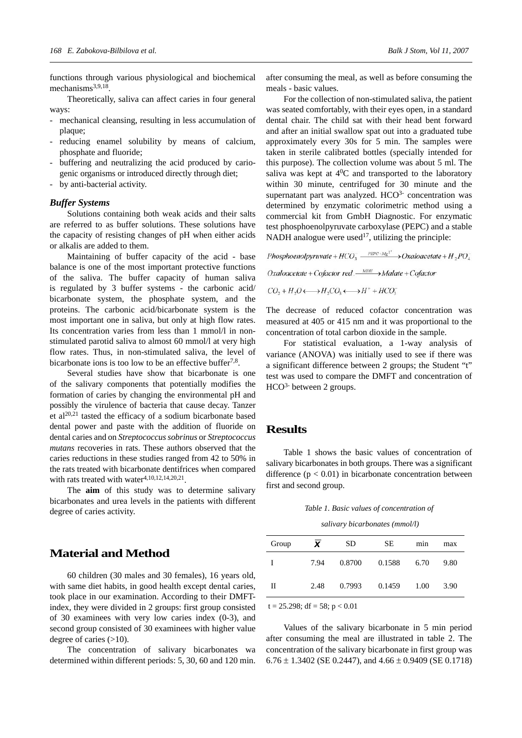functions through various physiological and biochemical mechanisms[3,9,18].

Theoretically, saliva can affect caries in four general ways:

- mechanical cleansing, resulting in less accumulation of plaque;
- reducing enamel solubility by means of calcium, phosphate and fluoride;
- buffering and neutralizing the acid produced by cariogenic organisms or introduced directly through diet;
- by anti-bacterial activity.

### *Buffer Systems*

Solutions containing both weak acids and their salts are referred to as buffer solutions. These solutions have the capacity of resisting changes of pH when either acids or alkalis are added to them.

Maintaining of buffer capacity of the acid - base balance is one of the most important protective functions of the saliva. The buffer capacity of human saliva is regulated by 3 buffer systems - the carbonic acid/ bicarbonate system, the phosphate system, and the proteins. The carbonic acid/bicarbonate system is the most important one in saliva, but only at high flow rates. Its concentration varies from less than 1 mmol/l in non-stimulated parotid saliva to almost 60 mmol/l at very high flow rates. Thus, in non-stimulated saliva, the level of bicarbonate ions is too low to be an effective buffer[7,8].

Several studies have show that bicarbonate is one of the salivary components that potentially modifies the formation of caries by changing the environmental pH and possibly the virulence of bacteria that cause decay. Tanzer et al[20,21] tasted the efficacy of a sodium bicarbonate based dental power and paste with the addition of fluoride on dental caries and on *Streptococcus sobrinus* or *Streptococcus mutans* recoveries in rats. These authors observed that the caries reductions in these studies ranged from 42 to 50% in the rats treated with bicarbonate dentifrices when compared with rats treated with water[4,10,12,14,20,21].

The **aim** of this study was to determine salivary bicarbonates and urea levels in the patients with different degree of caries activity.

## Material and Method

60 children (30 males and 30 females), 16 years old, with same diet habits, in good health except dental caries, took place in our examination. According to their DMFT-index, they were divided in 2 groups: first group consisted of 30 examinees with very low caries index (0-3), and second group consisted of 30 examinees with higher value degree of caries (>10).

The concentration of salivary bicarbonates wa determined within different periods: 5, 30, 60 and 120 min. after consuming the meal, as well as before consuming the meals - basic values.

For the collection of non-stimulated saliva, the patient was seated comfortably, with their eyes open, in a standard dental chair. The child sat with their head bent forward and after an initial swallow spat out into a graduated tube approximately every 30s for 5 min. The samples were taken in sterile calibrated bottles (specially intended for this purpose). The collection volume was about 5 ml. The saliva was kept at $4^0$C and transported to the laboratory within 30 minute, centrifuged for 30 minute and the supernatant part was analyzed. $HCO^{3-}$ concentration was determined by enzymatic colorimetric method using a commercial kit from GmbH Diagnostic. For enzymatic test phosphoenolpyruvate carboxylase (PEPC) and a stable NADH analogue were used[17], utilizing the principle:

$$Phosphoenolpyruvate + HCO_3^- \xrightarrow{PEPC-Mg^{2+}} Oxaloacetate + H_2PO_4^-$$

$$Oxaloacetate + Cofactor\ red. \xrightarrow{MDH} Malate + Cofactor$$

$$CO_2 + H_2O \longleftrightarrow H_2CO_3 \longleftrightarrow H^+ + HCO_3^-$$

The decrease of reduced cofactor concentration was measured at 405 or 415 nm and it was proportional to the concentration of total carbon dioxide in the sample.

For statistical evaluation, a 1-way analysis of variance (ANOVA) was initially used to see if there was a significant difference between 2 groups; the Student "t" test was used to compare the DMFT and concentration of $HCO^{3-}$ between 2 groups.

## Results

Table 1 shows the basic values of concentration of salivary bicarbonates in both groups. There was a significant difference ($p < 0.01$) in bicarbonate concentration between first and second group.

*Table 1. Basic values of concentration of salivary bicarbonates (mmol/l)*

| Group | $\bar{X}$ | SD | SE | min | max |
|---|---|---|---|---|---|
| I | 7.94 | 0.8700 | 0.1588 | 6.70 | 9.80 |
| II | 2.48 | 0.7993 | 0.1459 | 1.00 | 3.90 |

$t = 25.298$; $df = 58$; $p < 0.01$

Values of the salivary bicarbonate in 5 min period after consuming the meal are illustrated in table 2. The concentration of the salivary bicarbonate in first group was $6.76 \pm 1.3402$ (SE 0.2447), and $4.66 \pm 0.9409$ (SE 0.1718)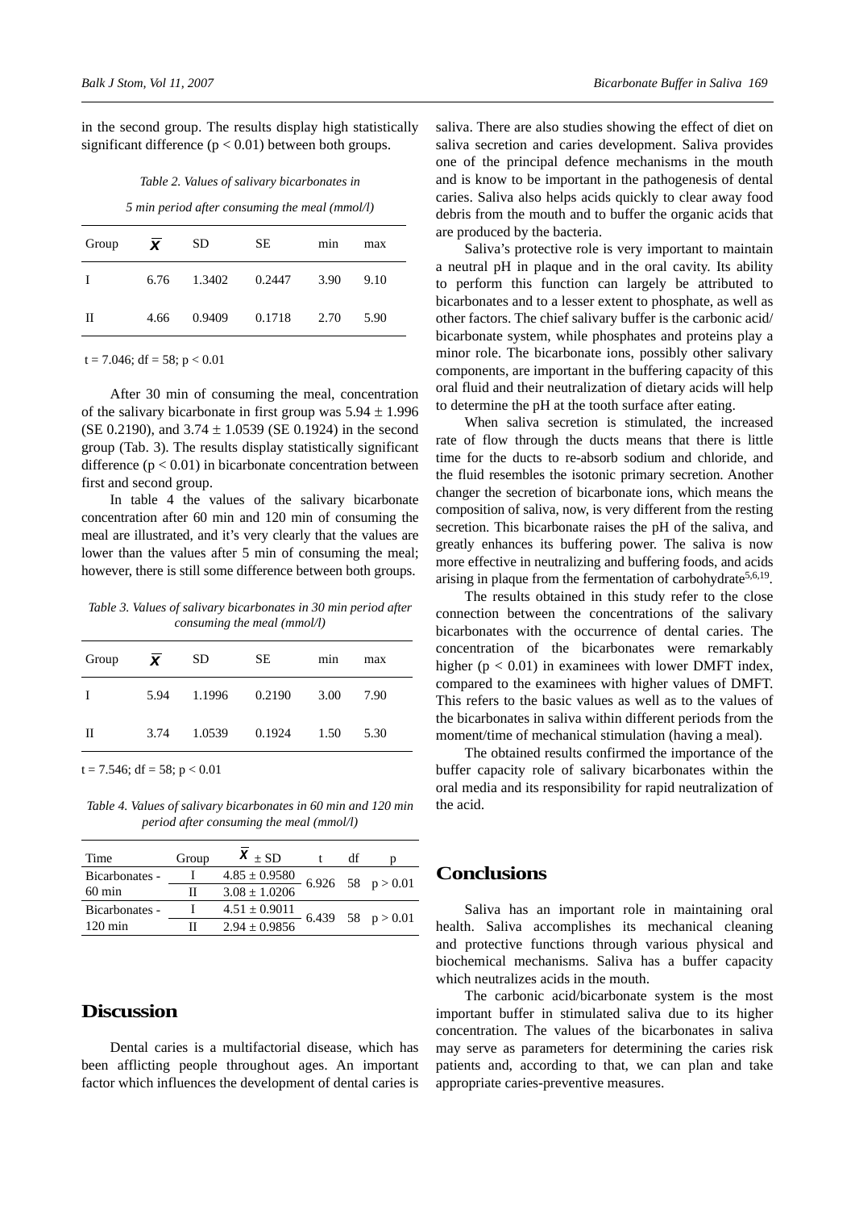in the second group. The results display high statistically significant difference ($p < 0.01$) between both groups.

*Table 2. Values of salivary bicarbonates in 5 min period after consuming the meal (mmol/l)*

| Group | $\bar{X}$ | SD | SE | min | max |
|---|---|---|---|---|---|
| I | 6.76 | 1.3402 | 0.2447 | 3.90 | 9.10 |
| II | 4.66 | 0.9409 | 0.1718 | 2.70 | 5.90 |

$t = 7.046$; $df = 58$; $p < 0.01$

After 30 min of consuming the meal, concentration of the salivary bicarbonate in first group was $5.94 \pm 1.996$ (SE 0.2190), and $3.74 \pm 1.0539$ (SE 0.1924) in the second group (Tab. 3). The results display statistically significant difference ($p < 0.01$) in bicarbonate concentration between first and second group.

In table 4 the values of the salivary bicarbonate concentration after 60 min and 120 min of consuming the meal are illustrated, and it's very clearly that the values are lower than the values after 5 min of consuming the meal; however, there is still some difference between both groups.

*Table 3. Values of salivary bicarbonates in 30 min period after consuming the meal (mmol/l)*

| Group | $\bar{X}$ | SD | SE | min | max |
|---|---|---|---|---|---|
| I | 5.94 | 1.1996 | 0.2190 | 3.00 | 7.90 |
| II | 3.74 | 1.0539 | 0.1924 | 1.50 | 5.30 |

$t = 7.546$; $df = 58$; $p < 0.01$

*Table 4. Values of salivary bicarbonates in 60 min and 120 min period after consuming the meal (mmol/l)*

| Time | Group | $\bar{X} \pm$ SD | t | df | p |
|---|---|---|---|---|---|
| Bicarbonates - 60 min | I | $4.85 \pm 0.9580$ | 6.926 | 58 | $p > 0.01$ |
| | II | $3.08 \pm 1.0206$ | | | |
| Bicarbonates - 120 min | I | $4.51 \pm 0.9011$ | 6.439 | 58 | $p > 0.01$ |
| | II | $2.94 \pm 0.9856$ | | | |

## Discussion

Dental caries is a multifactorial disease, which has been afflicting people throughout ages. An important factor which influences the development of dental caries is saliva. There are also studies showing the effect of diet on saliva secretion and caries development. Saliva provides one of the principal defence mechanisms in the mouth and is know to be important in the pathogenesis of dental caries. Saliva also helps acids quickly to clear away food debris from the mouth and to buffer the organic acids that are produced by the bacteria.

Saliva's protective role is very important to maintain a neutral pH in plaque and in the oral cavity. Its ability to perform this function can largely be attributed to bicarbonates and to a lesser extent to phosphate, as well as other factors. The chief salivary buffer is the carbonic acid/bicarbonate system, while phosphates and proteins play a minor role. The bicarbonate ions, possibly other salivary components, are important in the buffering capacity of this oral fluid and their neutralization of dietary acids will help to determine the pH at the tooth surface after eating.

When saliva secretion is stimulated, the increased rate of flow through the ducts means that there is little time for the ducts to re-absorb sodium and chloride, and the fluid resembles the isotonic primary secretion. Another changer the secretion of bicarbonate ions, which means the composition of saliva, now, is very different from the resting secretion. This bicarbonate raises the pH of the saliva, and greatly enhances its buffering power. The saliva is now more effective in neutralizing and buffering foods, and acids arising in plaque from the fermentation of carbohydrate[5,6,19].

The results obtained in this study refer to the close connection between the concentrations of the salivary bicarbonates with the occurrence of dental caries. The concentration of the bicarbonates were remarkably higher ($p < 0.01$) in examinees with lower DMFT index, compared to the examinees with higher values of DMFT. This refers to the basic values as well as to the values of the bicarbonates in saliva within different periods from the moment/time of mechanical stimulation (having a meal).

The obtained results confirmed the importance of the buffer capacity role of salivary bicarbonates within the oral media and its responsibility for rapid neutralization of the acid.

## Conclusions

Saliva has an important role in maintaining oral health. Saliva accomplishes its mechanical cleaning and protective functions through various physical and biochemical mechanisms. Saliva has a buffer capacity which neutralizes acids in the mouth.

The carbonic acid/bicarbonate system is the most important buffer in stimulated saliva due to its higher concentration. The values of the bicarbonates in saliva may serve as parameters for determining the caries risk patients and, according to that, we can plan and take appropriate caries-preventive measures.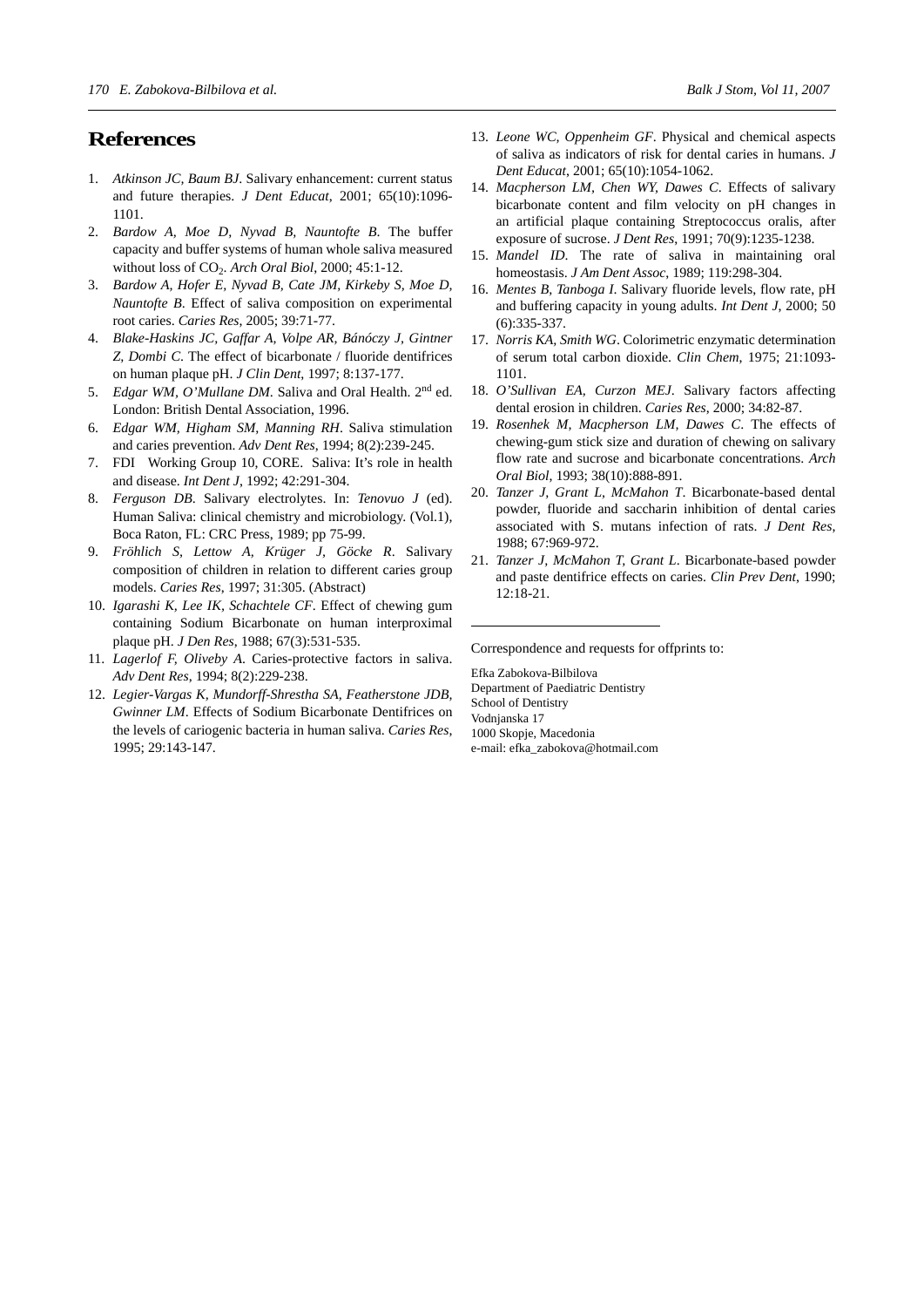## References

1. *Atkinson JC, Baum BJ*. Salivary enhancement: current status and future therapies. *J Dent Educat*, 2001; 65(10):1096-1101.
2. *Bardow A, Moe D, Nyvad B, Nauntofte B*. The buffer capacity and buffer systems of human whole saliva measured without loss of $CO_2$. *Arch Oral Biol*, 2000; 45:1-12.
3. *Bardow A, Hofer E, Nyvad B, Cate JM, Kirkeby S, Moe D, Nauntofte B*. Effect of saliva composition on experimental root caries. *Caries Res*, 2005; 39:71-77.
4. *Blake-Haskins JC, Gaffar A, Volpe AR, Bánóczy J, Gintner Z, Dombi C*. The effect of bicarbonate / fluoride dentifrices on human plaque pH. *J Clin Dent*, 1997; 8:137-177.
5. *Edgar WM, O'Mullane DM*. Saliva and Oral Health. 2nd ed. London: British Dental Association, 1996.
6. *Edgar WM, Higham SM, Manning RH*. Saliva stimulation and caries prevention. *Adv Dent Res*, 1994; 8(2):239-245.
7. FDI Working Group 10, CORE. Saliva: It's role in health and disease. *Int Dent J*, 1992; 42:291-304.
8. *Ferguson DB*. Salivary electrolytes. In: *Tenovuo J* (ed). Human Saliva: clinical chemistry and microbiology. (Vol.1), Boca Raton, FL: CRC Press, 1989; pp 75-99.
9. *Fröhlich S, Lettow A, Krüger J, Göcke R*. Salivary composition of children in relation to different caries group models. *Caries Res*, 1997; 31:305. (Abstract)
10. *Igarashi K, Lee IK, Schachtele CF*. Effect of chewing gum containing Sodium Bicarbonate on human interproximal plaque pH. *J Den Res*, 1988; 67(3):531-535.
11. *Lagerlof F, Oliveby A*. Caries-protective factors in saliva. *Adv Dent Res*, 1994; 8(2):229-238.
12. *Legier-Vargas K, Mundorff-Shrestha SA, Featherstone JDB, Gwinner LM*. Effects of Sodium Bicarbonate Dentifrices on the levels of cariogenic bacteria in human saliva. *Caries Res*, 1995; 29:143-147.
13. *Leone WC, Oppenheim GF*. Physical and chemical aspects of saliva as indicators of risk for dental caries in humans. *J Dent Educat*, 2001; 65(10):1054-1062.
14. *Macpherson LM, Chen WY, Dawes C*. Effects of salivary bicarbonate content and film velocity on pH changes in an artificial plaque containing Streptococcus oralis, after exposure of sucrose. *J Dent Res*, 1991; 70(9):1235-1238.
15. *Mandel ID*. The rate of saliva in maintaining oral homeostasis. *J Am Dent Assoc*, 1989; 119:298-304.
16. *Mentes B, Tanboga I*. Salivary fluoride levels, flow rate, pH and buffering capacity in young adults. *Int Dent J*, 2000; 50 (6):335-337.
17. *Norris KA, Smith WG*. Colorimetric enzymatic determination of serum total carbon dioxide. *Clin Chem*, 1975; 21:1093-1101.
18. *O'Sullivan EA, Curzon MEJ*. Salivary factors affecting dental erosion in children. *Caries Res*, 2000; 34:82-87.
19. *Rosenhek M, Macpherson LM, Dawes C*. The effects of chewing-gum stick size and duration of chewing on salivary flow rate and sucrose and bicarbonate concentrations. *Arch Oral Biol*, 1993; 38(10):888-891.
20. *Tanzer J, Grant L, McMahon T*. Bicarbonate-based dental powder, fluoride and saccharin inhibition of dental caries associated with S. mutans infection of rats. *J Dent Res*, 1988; 67:969-972.
21. *Tanzer J, McMahon T, Grant L*. Bicarbonate-based powder and paste dentifrice effects on caries. *Clin Prev Dent*, 1990; 12:18-21.

---

Correspondence and requests for offprints to:

Efka Zabokova-Bilbilova
Department of Paediatric Dentistry
School of Dentistry
Vodnjanska 17
1000 Skopje, Macedonia
e-mail: efka_zabokova@hotmail.com